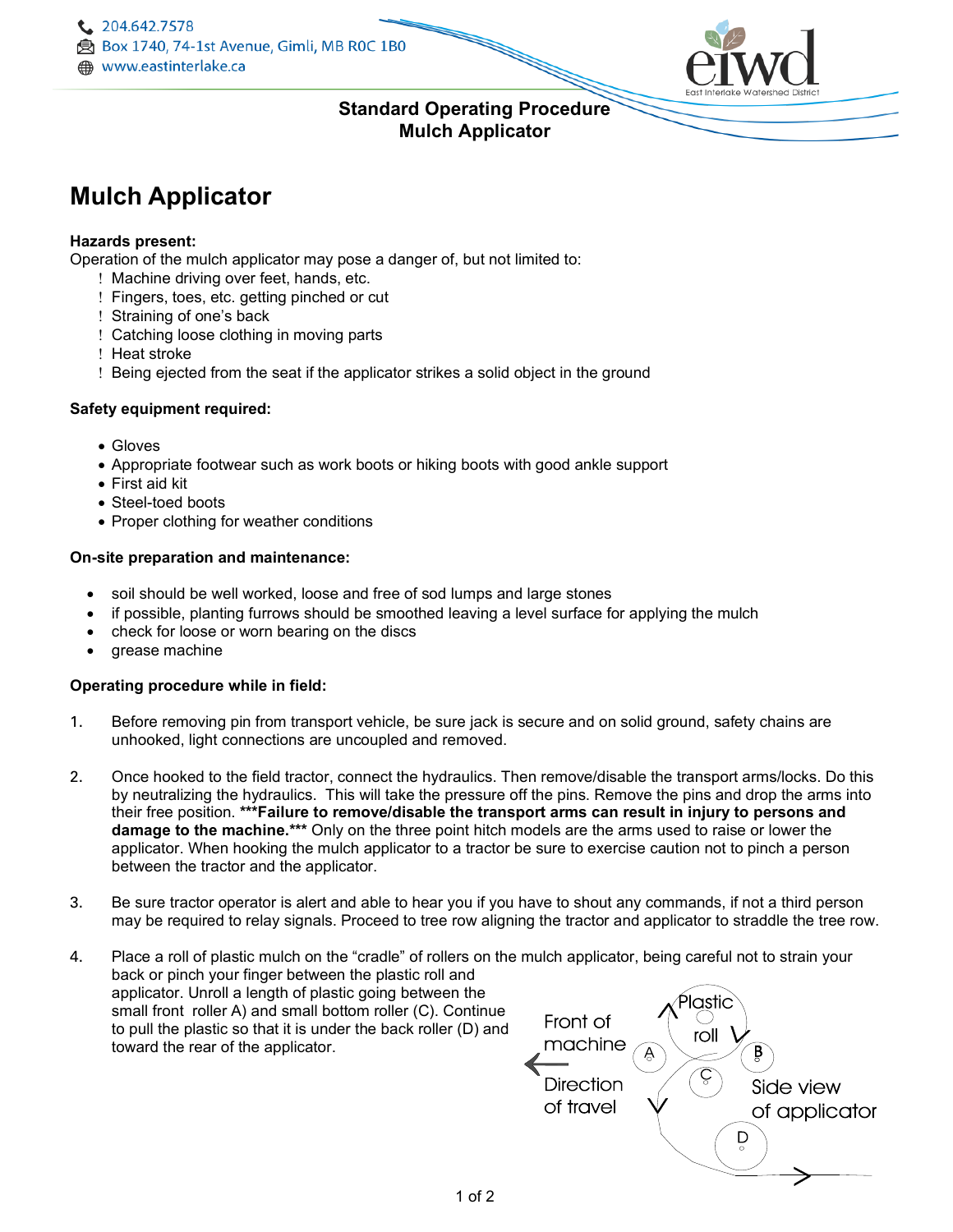204.642.7578
Box 1740, 74-1st Avenue, Gimli, MB R0C 1B0
www.eastinterlake.ca

**Standard Operating Procedure**
**Mulch Applicator**

# Mulch Applicator

**Hazards present:**
Operation of the mulch applicator may pose a danger of, but not limited to:

- Machine driving over feet, hands, etc.
- Fingers, toes, etc. getting pinched or cut
- Straining of one's back
- Catching loose clothing in moving parts
- Heat stroke
- Being ejected from the seat if the applicator strikes a solid object in the ground

**Safety equipment required:**

- Gloves
- Appropriate footwear such as work boots or hiking boots with good ankle support
- First aid kit
- Steel-toed boots
- Proper clothing for weather conditions

**On-site preparation and maintenance:**

- soil should be well worked, loose and free of sod lumps and large stones
- if possible, planting furrows should be smoothed leaving a level surface for applying the mulch
- check for loose or worn bearing on the discs
- grease machine

**Operating procedure while in field:**

1. Before removing pin from transport vehicle, be sure jack is secure and on solid ground, safety chains are unhooked, light connections are uncoupled and removed.

2. Once hooked to the field tractor, connect the hydraulics. Then remove/disable the transport arms/locks. Do this by neutralizing the hydraulics. This will take the pressure off the pins. Remove the pins and drop the arms into their free position. ***Failure to remove/disable the transport arms can result in injury to persons and damage to the machine.*** Only on the three point hitch models are the arms used to raise or lower the applicator. When hooking the mulch applicator to a tractor be sure to exercise caution not to pinch a person between the tractor and the applicator.

3. Be sure tractor operator is alert and able to hear you if you have to shout any commands, if not a third person may be required to relay signals. Proceed to tree row aligning the tractor and applicator to straddle the tree row.

4. Place a roll of plastic mulch on the "cradle" of rollers on the mulch applicator, being careful not to strain your back or pinch your finger between the plastic roll and applicator. Unroll a length of plastic going between the small front roller A) and small bottom roller (C). Continue to pull the plastic so that it is under the back roller (D) and toward the rear of the applicator.

Front of machine ← Direction of travel — Plastic roll, A, B, C, D — Side view of applicator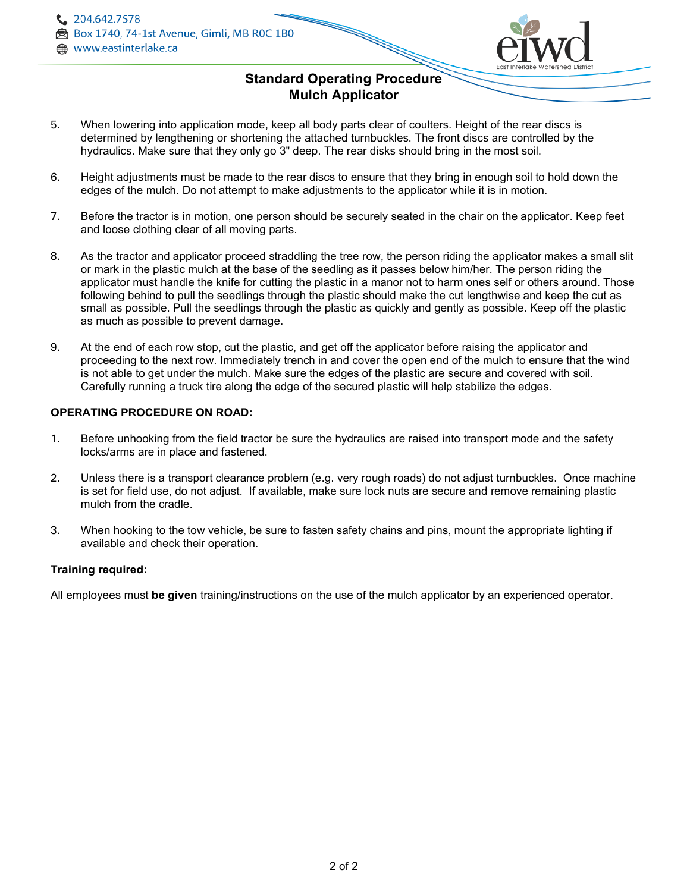## Standard Operating Procedure
## Mulch Applicator

5. When lowering into application mode, keep all body parts clear of coulters. Height of the rear discs is determined by lengthening or shortening the attached turnbuckles. The front discs are controlled by the hydraulics. Make sure that they only go 3" deep. The rear disks should bring in the most soil.

6. Height adjustments must be made to the rear discs to ensure that they bring in enough soil to hold down the edges of the mulch. Do not attempt to make adjustments to the applicator while it is in motion.

7. Before the tractor is in motion, one person should be securely seated in the chair on the applicator. Keep feet and loose clothing clear of all moving parts.

8. As the tractor and applicator proceed straddling the tree row, the person riding the applicator makes a small slit or mark in the plastic mulch at the base of the seedling as it passes below him/her. The person riding the applicator must handle the knife for cutting the plastic in a manor not to harm ones self or others around. Those following behind to pull the seedlings through the plastic should make the cut lengthwise and keep the cut as small as possible. Pull the seedlings through the plastic as quickly and gently as possible. Keep off the plastic as much as possible to prevent damage.

9. At the end of each row stop, cut the plastic, and get off the applicator before raising the applicator and proceeding to the next row. Immediately trench in and cover the open end of the mulch to ensure that the wind is not able to get under the mulch. Make sure the edges of the plastic are secure and covered with soil. Carefully running a truck tire along the edge of the secured plastic will help stabilize the edges.

**OPERATING PROCEDURE ON ROAD:**

1. Before unhooking from the field tractor be sure the hydraulics are raised into transport mode and the safety locks/arms are in place and fastened.

2. Unless there is a transport clearance problem (e.g. very rough roads) do not adjust turnbuckles. Once machine is set for field use, do not adjust. If available, make sure lock nuts are secure and remove remaining plastic mulch from the cradle.

3. When hooking to the tow vehicle, be sure to fasten safety chains and pins, mount the appropriate lighting if available and check their operation.

**Training required:**

All employees must **be given** training/instructions on the use of the mulch applicator by an experienced operator.